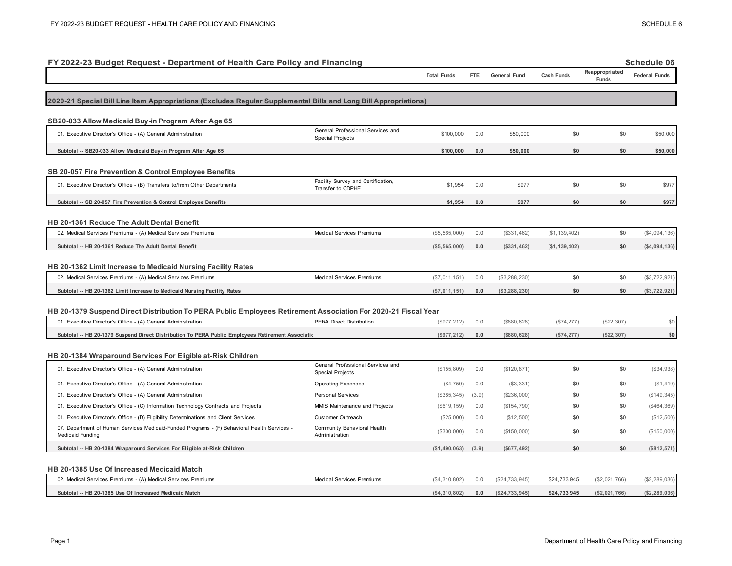## FY 2022-23 Budget Request - Department of Health Care Policy and Financing

Schedule 06

| | | Total Funds | FTE | General Fund | Cash Funds | Reappropriated Funds | Federal Funds |
|---|---|---|---|---|---|---|---|
| **2020-21 Special Bill Line Item Appropriations (Excludes Regular Supplemental Bills and Long Bill Appropriations)** | | | | | | | |
| **SB20-033 Allow Medicaid Buy-in Program After Age 65** | | | | | | | |
| 01. Executive Director's Office - (A) General Administration | General Professional Services and Special Projects | $100,000 | 0.0 | $50,000 | $0 | $0 | $50,000 |
| **Subtotal -- SB20-033 Allow Medicaid Buy-in Program After Age 65** | | **$100,000** | **0.0** | **$50,000** | **$0** | **$0** | **$50,000** |
| **SB 20-057 Fire Prevention & Control Employee Benefits** | | | | | | | |
| 01. Executive Director's Office - (B) Transfers to/from Other Departments | Facility Survey and Certification, Transfer to CDPHE | $1,954 | 0.0 | $977 | $0 | $0 | $977 |
| **Subtotal -- SB 20-057 Fire Prevention & Control Employee Benefits** | | **$1,954** | **0.0** | **$977** | **$0** | **$0** | **$977** |
| **HB 20-1361 Reduce The Adult Dental Benefit** | | | | | | | |
| 02. Medical Services Premiums - (A) Medical Services Premiums | Medical Services Premiums | ($5,565,000) | 0.0 | ($331,462) | ($1,139,402) | $0 | ($4,094,136) |
| **Subtotal -- HB 20-1361 Reduce The Adult Dental Benefit** | | **($5,565,000)** | **0.0** | **($331,462)** | **($1,139,402)** | **$0** | **($4,094,136)** |
| **HB 20-1362 Limit Increase to Medicaid Nursing Facility Rates** | | | | | | | |
| 02. Medical Services Premiums - (A) Medical Services Premiums | Medical Services Premiums | ($7,011,151) | 0.0 | ($3,288,230) | $0 | $0 | ($3,722,921) |
| **Subtotal -- HB 20-1362 Limit Increase to Medicaid Nursing Facility Rates** | | **($7,011,151)** | **0.0** | **($3,288,230)** | **$0** | **$0** | **($3,722,921)** |
| **HB 20-1379 Suspend Direct Distribution To PERA Public Employees Retirement Association For 2020-21 Fiscal Year** | | | | | | | |
| 01. Executive Director's Office - (A) General Administration | PERA Direct Distribution | ($977,212) | 0.0 | ($880,628) | ($74,277) | ($22,307) | $0 |
| **Subtotal -- HB 20-1379 Suspend Direct Distribution To PERA Public Employees Retirement Associatio** | | **($977,212)** | **0.0** | **($880,628)** | **($74,277)** | **($22,307)** | **$0** |
| **HB 20-1384 Wraparound Services For Eligible at-Risk Children** | | | | | | | |
| 01. Executive Director's Office - (A) General Administration | General Professional Services and Special Projects | ($155,809) | 0.0 | ($120,871) | $0 | $0 | ($34,938) |
| 01. Executive Director's Office - (A) General Administration | Operating Expenses | ($4,750) | 0.0 | ($3,331) | $0 | $0 | ($1,419) |
| 01. Executive Director's Office - (A) General Administration | Personal Services | ($385,345) | (3.9) | ($236,000) | $0 | $0 | ($149,345) |
| 01. Executive Director's Office - (C) Information Technology Contracts and Projects | MMIS Maintenance and Projects | ($619,159) | 0.0 | ($154,790) | $0 | $0 | ($464,369) |
| 01. Executive Director's Office - (D) Eligibility Determinations and Client Services | Customer Outreach | ($25,000) | 0.0 | ($12,500) | $0 | $0 | ($12,500) |
| 07. Department of Human Services Medicaid-Funded Programs - (F) Behavioral Health Services - Medicaid Funding | Community Behavioral Health Administration | ($300,000) | 0.0 | ($150,000) | $0 | $0 | ($150,000) |
| **Subtotal -- HB 20-1384 Wraparound Services For Eligible at-Risk Children** | | **($1,490,063)** | **(3.9)** | **($677,492)** | **$0** | **$0** | **($812,571)** |
| **HB 20-1385 Use Of Increased Medicaid Match** | | | | | | | |
| 02. Medical Services Premiums - (A) Medical Services Premiums | Medical Services Premiums | ($4,310,802) | 0.0 | ($24,733,945) | $24,733,945 | ($2,021,766) | ($2,289,036) |
| **Subtotal -- HB 20-1385 Use Of Increased Medicaid Match** | | **($4,310,802)** | **0.0** | **($24,733,945)** | **$24,733,945** | **($2,021,766)** | **($2,289,036)** |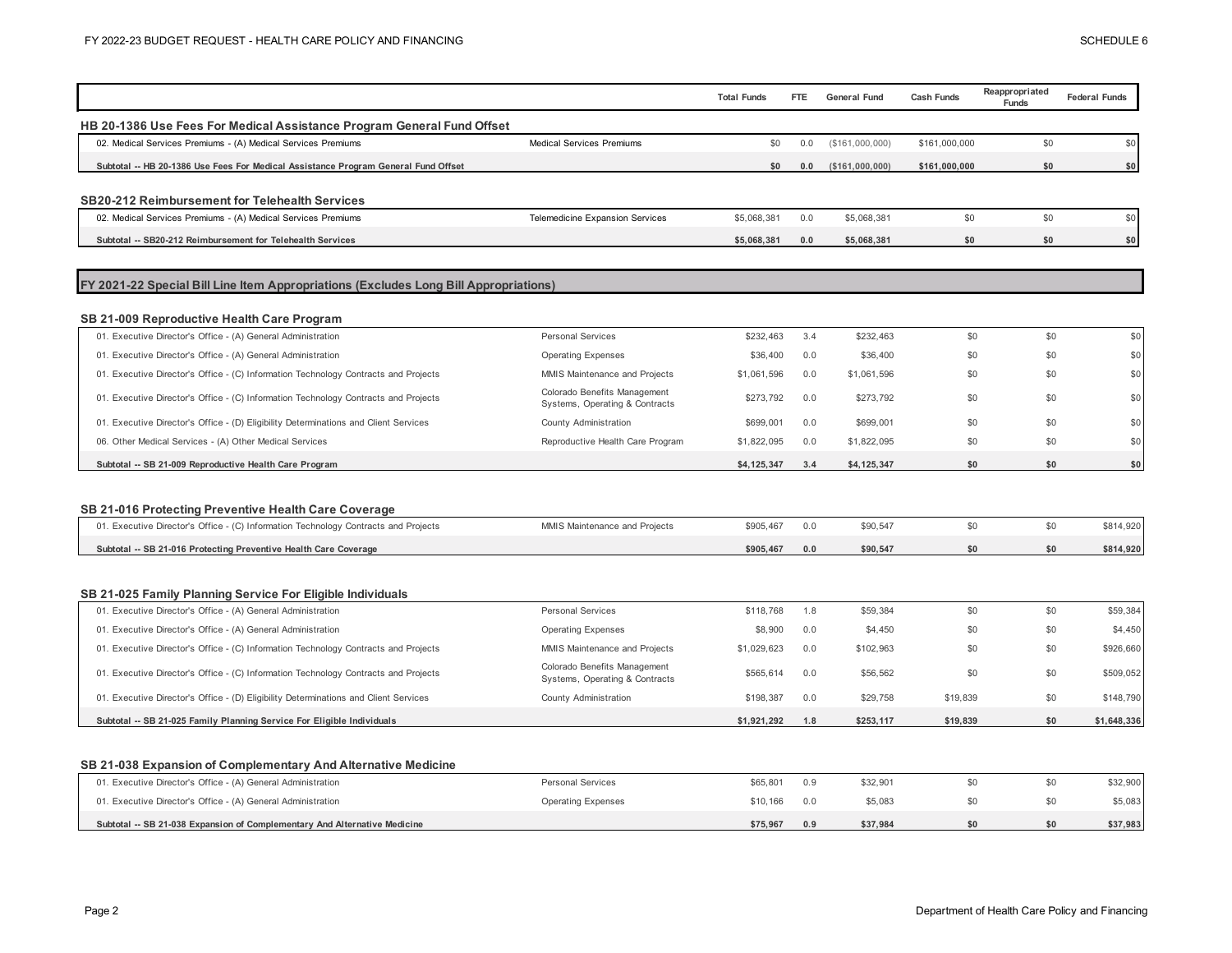| | | Total Funds | FTE | General Fund | Cash Funds | Reappropriated Funds | Federal Funds |
|---|---|---|---|---|---|---|---|
| **HB 20-1386 Use Fees For Medical Assistance Program General Fund Offset** | | | | | | | |
| 02. Medical Services Premiums - (A) Medical Services Premiums | Medical Services Premiums | $0 | 0.0 | ($161,000,000) | $161,000,000 | $0 | $0 |
| **Subtotal -- HB 20-1386 Use Fees For Medical Assistance Program General Fund Offset** | | **$0** | **0.0** | **($161,000,000)** | **$161,000,000** | **$0** | **$0** |
| **SB20-212 Reimbursement for Telehealth Services** | | | | | | | |
| 02. Medical Services Premiums - (A) Medical Services Premiums | Telemedicine Expansion Services | $5,068,381 | 0.0 | $5,068,381 | $0 | $0 | $0 |
| **Subtotal -- SB20-212 Reimbursement for Telehealth Services** | | **$5,068,381** | **0.0** | **$5,068,381** | **$0** | **$0** | **$0** |

## FY 2021-22 Special Bill Line Item Appropriations (Excludes Long Bill Appropriations)

| | | Total Funds | FTE | General Fund | Cash Funds | Reappropriated Funds | Federal Funds |
|---|---|---|---|---|---|---|---|
| **SB 21-009 Reproductive Health Care Program** | | | | | | | |
| 01. Executive Director's Office - (A) General Administration | Personal Services | $232,463 | 3.4 | $232,463 | $0 | $0 | $0 |
| 01. Executive Director's Office - (A) General Administration | Operating Expenses | $36,400 | 0.0 | $36,400 | $0 | $0 | $0 |
| 01. Executive Director's Office - (C) Information Technology Contracts and Projects | MMIS Maintenance and Projects | $1,061,596 | 0.0 | $1,061,596 | $0 | $0 | $0 |
| 01. Executive Director's Office - (C) Information Technology Contracts and Projects | Colorado Benefits Management Systems, Operating & Contracts | $273,792 | 0.0 | $273,792 | $0 | $0 | $0 |
| 01. Executive Director's Office - (D) Eligibility Determinations and Client Services | County Administration | $699,001 | 0.0 | $699,001 | $0 | $0 | $0 |
| 06. Other Medical Services - (A) Other Medical Services | Reproductive Health Care Program | $1,822,095 | 0.0 | $1,822,095 | $0 | $0 | $0 |
| **Subtotal -- SB 21-009 Reproductive Health Care Program** | | **$4,125,347** | **3.4** | **$4,125,347** | **$0** | **$0** | **$0** |
| **SB 21-016 Protecting Preventive Health Care Coverage** | | | | | | | |
| 01. Executive Director's Office - (C) Information Technology Contracts and Projects | MMIS Maintenance and Projects | $905,467 | 0.0 | $90,547 | $0 | $0 | $814,920 |
| **Subtotal -- SB 21-016 Protecting Preventive Health Care Coverage** | | **$905,467** | **0.0** | **$90,547** | **$0** | **$0** | **$814,920** |
| **SB 21-025 Family Planning Service For Eligible Individuals** | | | | | | | |
| 01. Executive Director's Office - (A) General Administration | Personal Services | $118,768 | 1.8 | $59,384 | $0 | $0 | $59,384 |
| 01. Executive Director's Office - (A) General Administration | Operating Expenses | $8,900 | 0.0 | $4,450 | $0 | $0 | $4,450 |
| 01. Executive Director's Office - (C) Information Technology Contracts and Projects | MMIS Maintenance and Projects | $1,029,623 | 0.0 | $102,963 | $0 | $0 | $926,660 |
| 01. Executive Director's Office - (C) Information Technology Contracts and Projects | Colorado Benefits Management Systems, Operating & Contracts | $565,614 | 0.0 | $56,562 | $0 | $0 | $509,052 |
| 01. Executive Director's Office - (D) Eligibility Determinations and Client Services | County Administration | $198,387 | 0.0 | $29,758 | $19,839 | $0 | $148,790 |
| **Subtotal -- SB 21-025 Family Planning Service For Eligible Individuals** | | **$1,921,292** | **1.8** | **$253,117** | **$19,839** | **$0** | **$1,648,336** |
| **SB 21-038 Expansion of Complementary And Alternative Medicine** | | | | | | | |
| 01. Executive Director's Office - (A) General Administration | Personal Services | $65,801 | 0.9 | $32,901 | $0 | $0 | $32,900 |
| 01. Executive Director's Office - (A) General Administration | Operating Expenses | $10,166 | 0.0 | $5,083 | $0 | $0 | $5,083 |
| **Subtotal -- SB 21-038 Expansion of Complementary And Alternative Medicine** | | **$75,967** | **0.9** | **$37,984** | **$0** | **$0** | **$37,983** |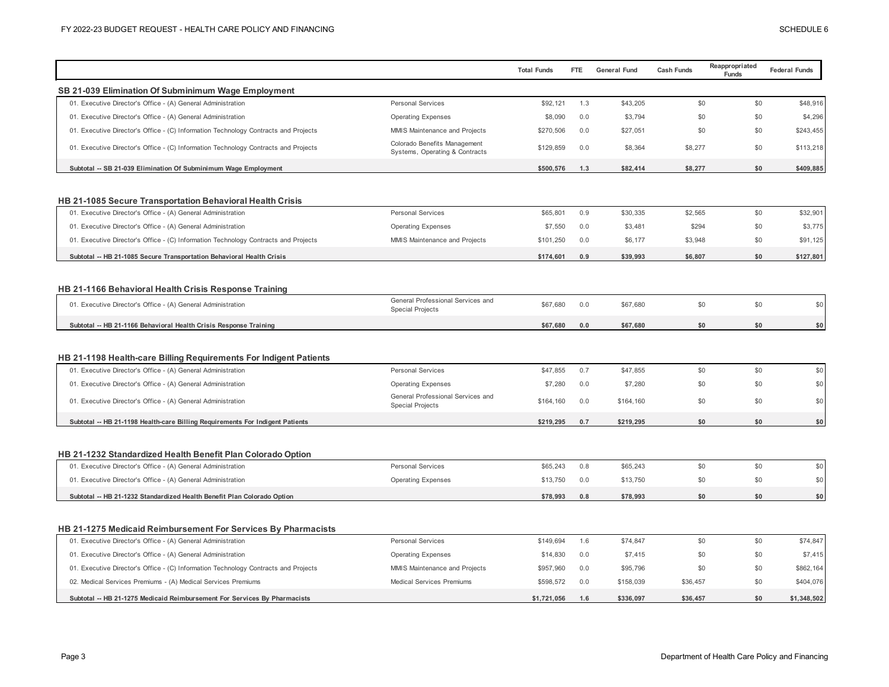| | | Total Funds | FTE | General Fund | Cash Funds | Reappropriated Funds | Federal Funds |
|---|---|---|---|---|---|---|---|
| **SB 21-039 Elimination Of Subminimum Wage Employment** | | | | | | | |
| 01. Executive Director's Office - (A) General Administration | Personal Services | $92,121 | 1.3 | $43,205 | $0 | $0 | $48,916 |
| 01. Executive Director's Office - (A) General Administration | Operating Expenses | $8,090 | 0.0 | $3,794 | $0 | $0 | $4,296 |
| 01. Executive Director's Office - (C) Information Technology Contracts and Projects | MMIS Maintenance and Projects | $270,506 | 0.0 | $27,051 | $0 | $0 | $243,455 |
| 01. Executive Director's Office - (C) Information Technology Contracts and Projects | Colorado Benefits Management Systems, Operating & Contracts | $129,859 | 0.0 | $8,364 | $8,277 | $0 | $113,218 |
| **Subtotal -- SB 21-039 Elimination Of Subminimum Wage Employment** | | **$500,576** | **1.3** | **$82,414** | **$8,277** | **$0** | **$409,885** |
| **HB 21-1085 Secure Transportation Behavioral Health Crisis** | | | | | | | |
| 01. Executive Director's Office - (A) General Administration | Personal Services | $65,801 | 0.9 | $30,335 | $2,565 | $0 | $32,901 |
| 01. Executive Director's Office - (A) General Administration | Operating Expenses | $7,550 | 0.0 | $3,481 | $294 | $0 | $3,775 |
| 01. Executive Director's Office - (C) Information Technology Contracts and Projects | MMIS Maintenance and Projects | $101,250 | 0.0 | $6,177 | $3,948 | $0 | $91,125 |
| **Subtotal -- HB 21-1085 Secure Transportation Behavioral Health Crisis** | | **$174,601** | **0.9** | **$39,993** | **$6,807** | **$0** | **$127,801** |
| **HB 21-1166 Behavioral Health Crisis Response Training** | | | | | | | |
| 01. Executive Director's Office - (A) General Administration | General Professional Services and Special Projects | $67,680 | 0.0 | $67,680 | $0 | $0 | $0 |
| **Subtotal -- HB 21-1166 Behavioral Health Crisis Response Training** | | **$67,680** | **0.0** | **$67,680** | **$0** | **$0** | **$0** |
| **HB 21-1198 Health-care Billing Requirements For Indigent Patients** | | | | | | | |
| 01. Executive Director's Office - (A) General Administration | Personal Services | $47,855 | 0.7 | $47,855 | $0 | $0 | $0 |
| 01. Executive Director's Office - (A) General Administration | Operating Expenses | $7,280 | 0.0 | $7,280 | $0 | $0 | $0 |
| 01. Executive Director's Office - (A) General Administration | General Professional Services and Special Projects | $164,160 | 0.0 | $164,160 | $0 | $0 | $0 |
| **Subtotal -- HB 21-1198 Health-care Billing Requirements For Indigent Patients** | | **$219,295** | **0.7** | **$219,295** | **$0** | **$0** | **$0** |
| **HB 21-1232 Standardized Health Benefit Plan Colorado Option** | | | | | | | |
| 01. Executive Director's Office - (A) General Administration | Personal Services | $65,243 | 0.8 | $65,243 | $0 | $0 | $0 |
| 01. Executive Director's Office - (A) General Administration | Operating Expenses | $13,750 | 0.0 | $13,750 | $0 | $0 | $0 |
| **Subtotal -- HB 21-1232 Standardized Health Benefit Plan Colorado Option** | | **$78,993** | **0.8** | **$78,993** | **$0** | **$0** | **$0** |
| **HB 21-1275 Medicaid Reimbursement For Services By Pharmacists** | | | | | | | |
| 01. Executive Director's Office - (A) General Administration | Personal Services | $149,694 | 1.6 | $74,847 | $0 | $0 | $74,847 |
| 01. Executive Director's Office - (A) General Administration | Operating Expenses | $14,830 | 0.0 | $7,415 | $0 | $0 | $7,415 |
| 01. Executive Director's Office - (C) Information Technology Contracts and Projects | MMIS Maintenance and Projects | $957,960 | 0.0 | $95,796 | $0 | $0 | $862,164 |
| 02. Medical Services Premiums - (A) Medical Services Premiums | Medical Services Premiums | $598,572 | 0.0 | $158,039 | $36,457 | $0 | $404,076 |
| **Subtotal -- HB 21-1275 Medicaid Reimbursement For Services By Pharmacists** | | **$1,721,056** | **1.6** | **$336,097** | **$36,457** | **$0** | **$1,348,502** |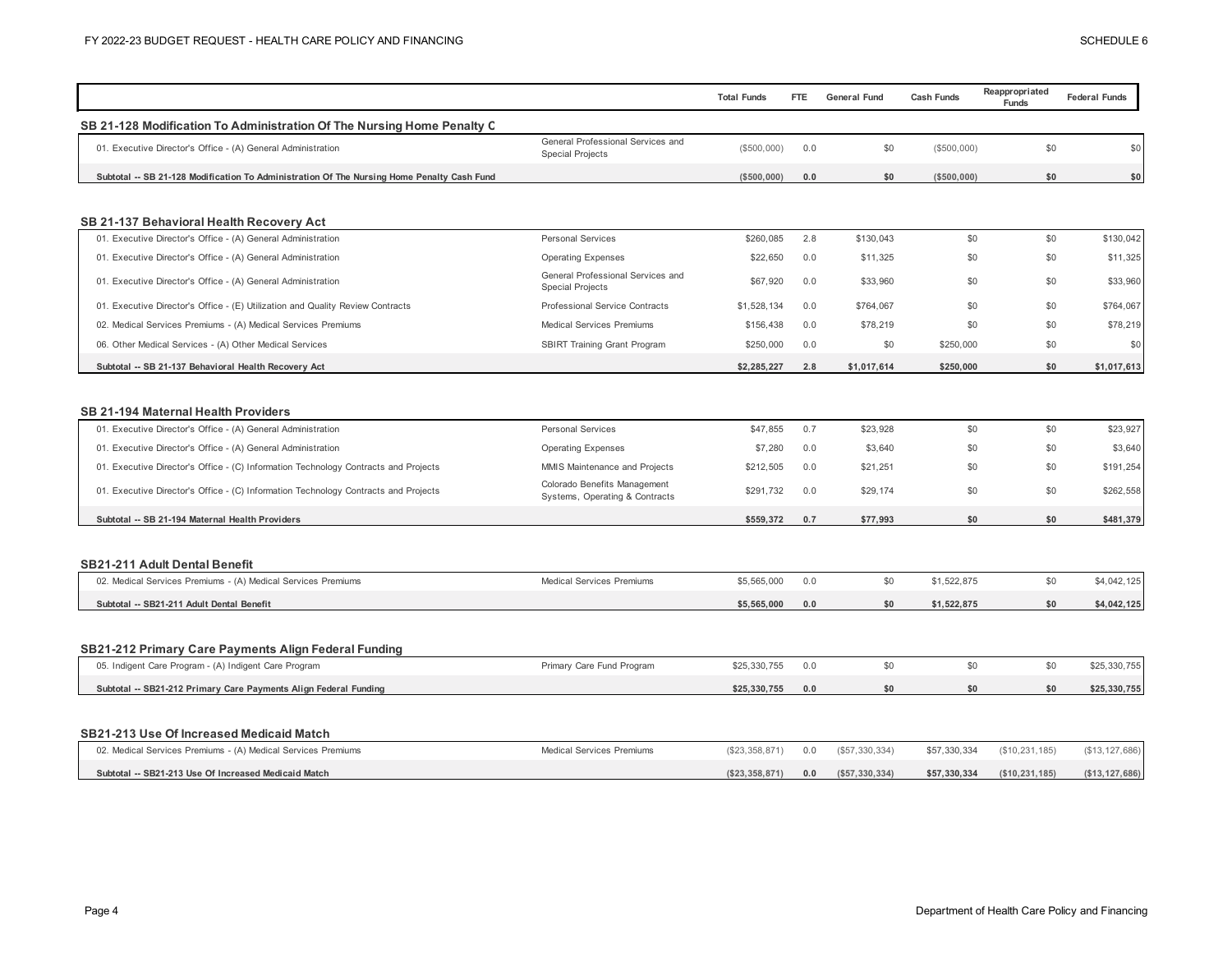| | | Total Funds | FTE | General Fund | Cash Funds | Reappropriated Funds | Federal Funds |
|---|---|---|---|---|---|---|---|

### SB 21-128 Modification To Administration Of The Nursing Home Penalty C

| | | Total Funds | FTE | General Fund | Cash Funds | Reappropriated Funds | Federal Funds |
|---|---|---|---|---|---|---|---|
| 01. Executive Director's Office - (A) General Administration | General Professional Services and Special Projects | ($500,000) | 0.0 | $0 | ($500,000) | $0 | $0 |
| **Subtotal -- SB 21-128 Modification To Administration Of The Nursing Home Penalty Cash Fund** | | **($500,000)** | **0.0** | **$0** | **($500,000)** | **$0** | **$0** |

### SB 21-137 Behavioral Health Recovery Act

| | | Total Funds | FTE | General Fund | Cash Funds | Reappropriated Funds | Federal Funds |
|---|---|---|---|---|---|---|---|
| 01. Executive Director's Office - (A) General Administration | Personal Services | $260,085 | 2.8 | $130,043 | $0 | $0 | $130,042 |
| 01. Executive Director's Office - (A) General Administration | Operating Expenses | $22,650 | 0.0 | $11,325 | $0 | $0 | $11,325 |
| 01. Executive Director's Office - (A) General Administration | General Professional Services and Special Projects | $67,920 | 0.0 | $33,960 | $0 | $0 | $33,960 |
| 01. Executive Director's Office - (E) Utilization and Quality Review Contracts | Professional Service Contracts | $1,528,134 | 0.0 | $764,067 | $0 | $0 | $764,067 |
| 02. Medical Services Premiums - (A) Medical Services Premiums | Medical Services Premiums | $156,438 | 0.0 | $78,219 | $0 | $0 | $78,219 |
| 06. Other Medical Services - (A) Other Medical Services | SBIRT Training Grant Program | $250,000 | 0.0 | $0 | $250,000 | $0 | $0 |
| **Subtotal -- SB 21-137 Behavioral Health Recovery Act** | | **$2,285,227** | **2.8** | **$1,017,614** | **$250,000** | **$0** | **$1,017,613** |

### SB 21-194 Maternal Health Providers

| | | Total Funds | FTE | General Fund | Cash Funds | Reappropriated Funds | Federal Funds |
|---|---|---|---|---|---|---|---|
| 01. Executive Director's Office - (A) General Administration | Personal Services | $47,855 | 0.7 | $23,928 | $0 | $0 | $23,927 |
| 01. Executive Director's Office - (A) General Administration | Operating Expenses | $7,280 | 0.0 | $3,640 | $0 | $0 | $3,640 |
| 01. Executive Director's Office - (C) Information Technology Contracts and Projects | MMIS Maintenance and Projects | $212,505 | 0.0 | $21,251 | $0 | $0 | $191,254 |
| 01. Executive Director's Office - (C) Information Technology Contracts and Projects | Colorado Benefits Management Systems, Operating & Contracts | $291,732 | 0.0 | $29,174 | $0 | $0 | $262,558 |
| **Subtotal -- SB 21-194 Maternal Health Providers** | | **$559,372** | **0.7** | **$77,993** | **$0** | **$0** | **$481,379** |

### SB21-211 Adult Dental Benefit

| | | Total Funds | FTE | General Fund | Cash Funds | Reappropriated Funds | Federal Funds |
|---|---|---|---|---|---|---|---|
| 02. Medical Services Premiums - (A) Medical Services Premiums | Medical Services Premiums | $5,565,000 | 0.0 | $0 | $1,522,875 | $0 | $4,042,125 |
| **Subtotal -- SB21-211 Adult Dental Benefit** | | **$5,565,000** | **0.0** | **$0** | **$1,522,875** | **$0** | **$4,042,125** |

### SB21-212 Primary Care Payments Align Federal Funding

| | | Total Funds | FTE | General Fund | Cash Funds | Reappropriated Funds | Federal Funds |
|---|---|---|---|---|---|---|---|
| 05. Indigent Care Program - (A) Indigent Care Program | Primary Care Fund Program | $25,330,755 | 0.0 | $0 | $0 | $0 | $25,330,755 |
| **Subtotal -- SB21-212 Primary Care Payments Align Federal Funding** | | **$25,330,755** | **0.0** | **$0** | **$0** | **$0** | **$25,330,755** |

### SB21-213 Use Of Increased Medicaid Match

| | | Total Funds | FTE | General Fund | Cash Funds | Reappropriated Funds | Federal Funds |
|---|---|---|---|---|---|---|---|
| 02. Medical Services Premiums - (A) Medical Services Premiums | Medical Services Premiums | ($23,358,871) | 0.0 | ($57,330,334) | $57,330,334 | ($10,231,185) | ($13,127,686) |
| **Subtotal -- SB21-213 Use Of Increased Medicaid Match** | | **($23,358,871)** | **0.0** | **($57,330,334)** | **$57,330,334** | **($10,231,185)** | **($13,127,686)** |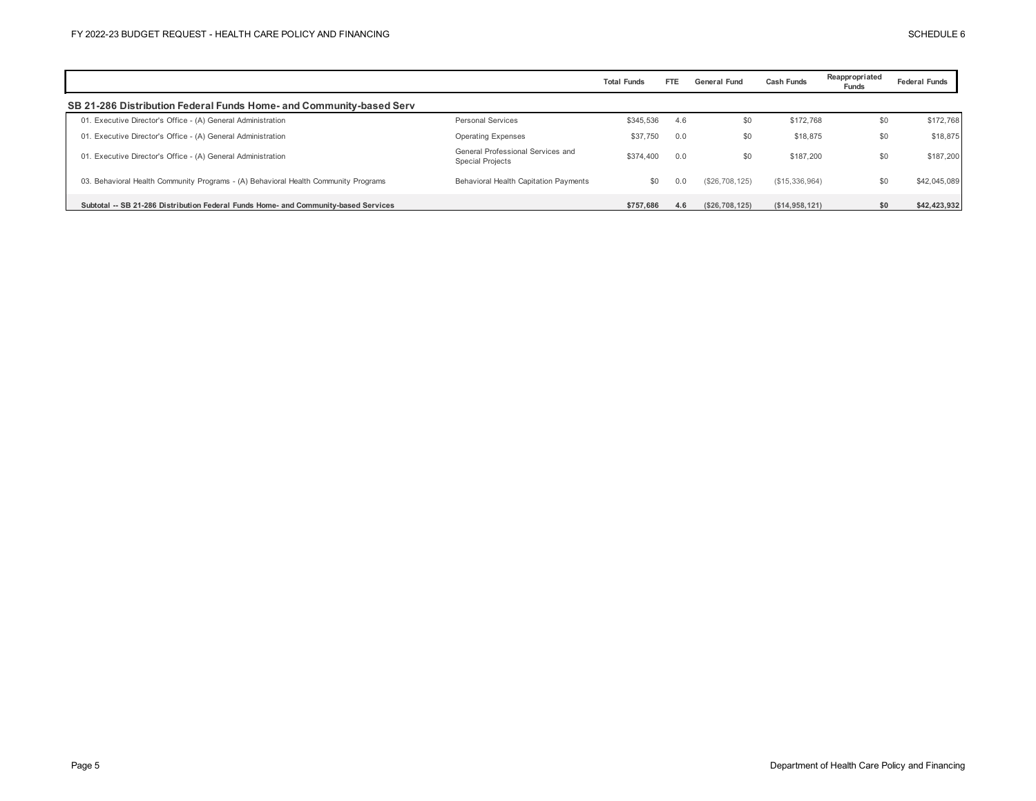| | | Total Funds | FTE | General Fund | Cash Funds | Reappropriated Funds | Federal Funds |
|---|---|---|---|---|---|---|---|
| **SB 21-286 Distribution Federal Funds Home- and Community-based Serv** | | | | | | | |
| 01. Executive Director's Office - (A) General Administration | Personal Services | $345,536 | 4.6 | $0 | $172,768 | $0 | $172,768 |
| 01. Executive Director's Office - (A) General Administration | Operating Expenses | $37,750 | 0.0 | $0 | $18,875 | $0 | $18,875 |
| 01. Executive Director's Office - (A) General Administration | General Professional Services and Special Projects | $374,400 | 0.0 | $0 | $187,200 | $0 | $187,200 |
| 03. Behavioral Health Community Programs - (A) Behavioral Health Community Programs | Behavioral Health Capitation Payments | $0 | 0.0 | ($26,708,125) | ($15,336,964) | $0 | $42,045,089 |
| **Subtotal -- SB 21-286 Distribution Federal Funds Home- and Community-based Services** | | **$757,686** | **4.6** | **($26,708,125)** | **($14,958,121)** | **$0** | **$42,423,932** |